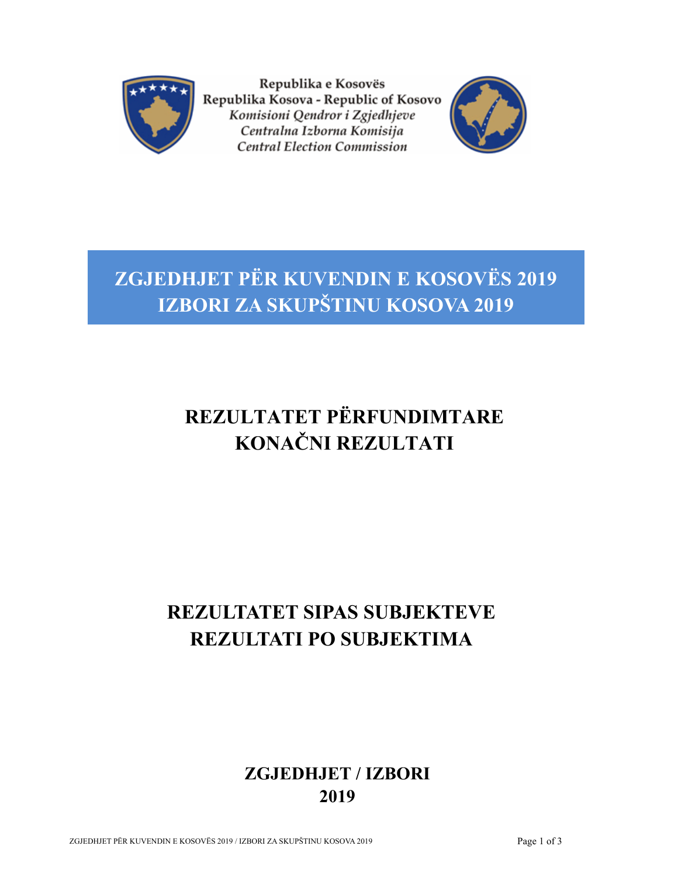Republika e Kosovës
Republika Kosova - Republic of Kosovo
*Komisioni Qendror i Zgjedhjeve*
*Centralna Izborna Komisija*
*Central Election Commission*

# ZGJEDHJET PËR KUVENDIN E KOSOVËS 2019
# IZBORI ZA SKUPŠTINU KOSOVA 2019

## REZULTATET PËRFUNDIMTARE
## KONAČNI REZULTATI

## REZULTATET SIPAS SUBJEKTEVE
## REZULTATI PO SUBJEKTIMA

### ZGJEDHJET / IZBORI
### 2019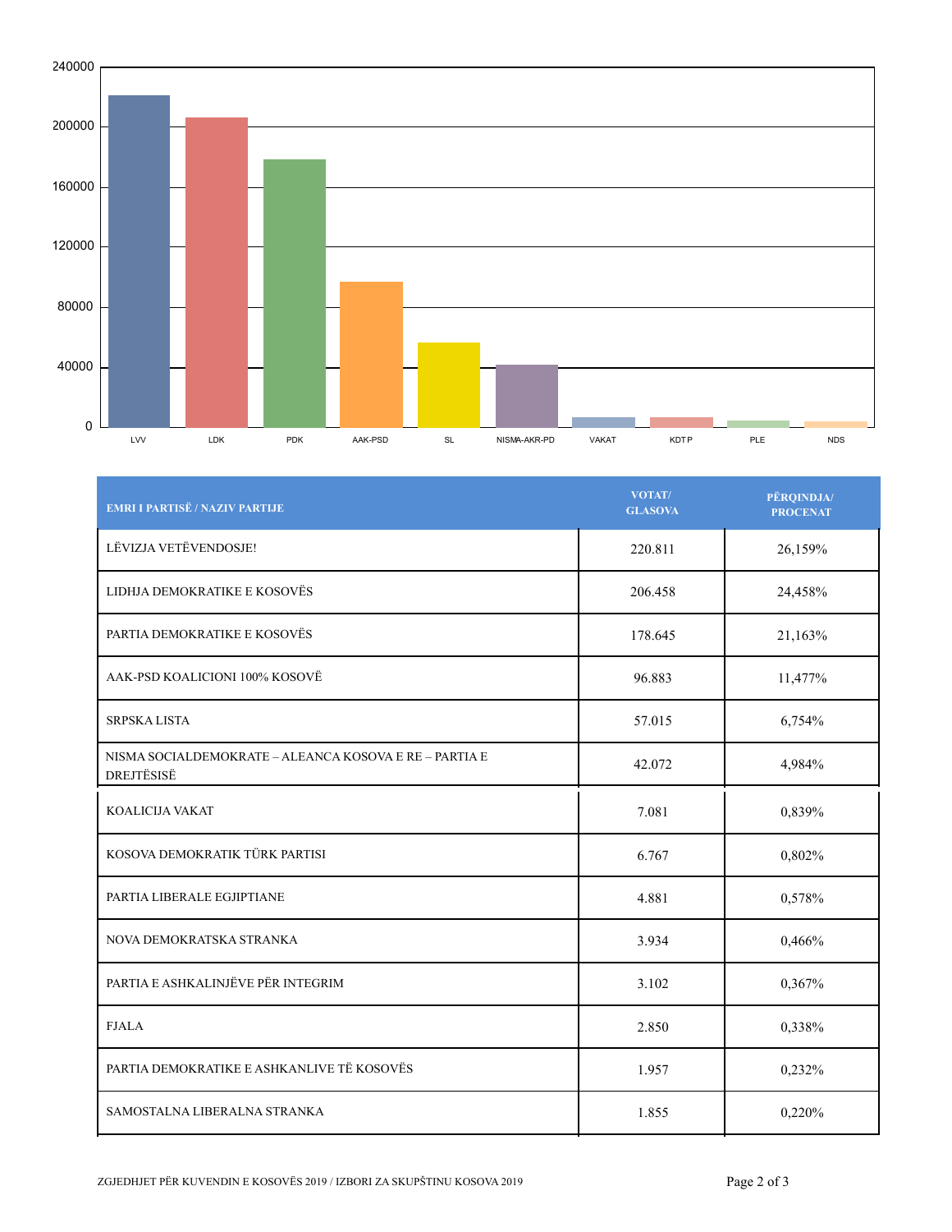| EMRI I PARTISË / NAZIV PARTIJE | VOTAT/ GLASOVA | PËRQINDJA/ PROCENAT |
|---|---|---|
| LËVIZJA VETËVENDOSJE! | 220.811 | 26,159% |
| LIDHJA DEMOKRATIKE E KOSOVËS | 206.458 | 24,458% |
| PARTIA DEMOKRATIKE E KOSOVËS | 178.645 | 21,163% |
| AAK-PSD KOALICIONI 100% KOSOVË | 96.883 | 11,477% |
| SRPSKA LISTA | 57.015 | 6,754% |
| NISMA SOCIALDEMOKRATE – ALEANCA KOSOVA E RE – PARTIA E DREJTËSISË | 42.072 | 4,984% |
| KOALICIJA VAKAT | 7.081 | 0,839% |
| KOSOVA DEMOKRATIK TÜRK PARTISI | 6.767 | 0,802% |
| PARTIA LIBERALE EGJIPTIANE | 4.881 | 0,578% |
| NOVA DEMOKRATSKA STRANKA | 3.934 | 0,466% |
| PARTIA E ASHKALINJËVE PËR INTEGRIM | 3.102 | 0,367% |
| FJALA | 2.850 | 0,338% |
| PARTIA DEMOKRATIKE E ASHKANLIVE TË KOSOVËS | 1.957 | 0,232% |
| SAMOSTALNA LIBERALNA STRANKA | 1.855 | 0,220% |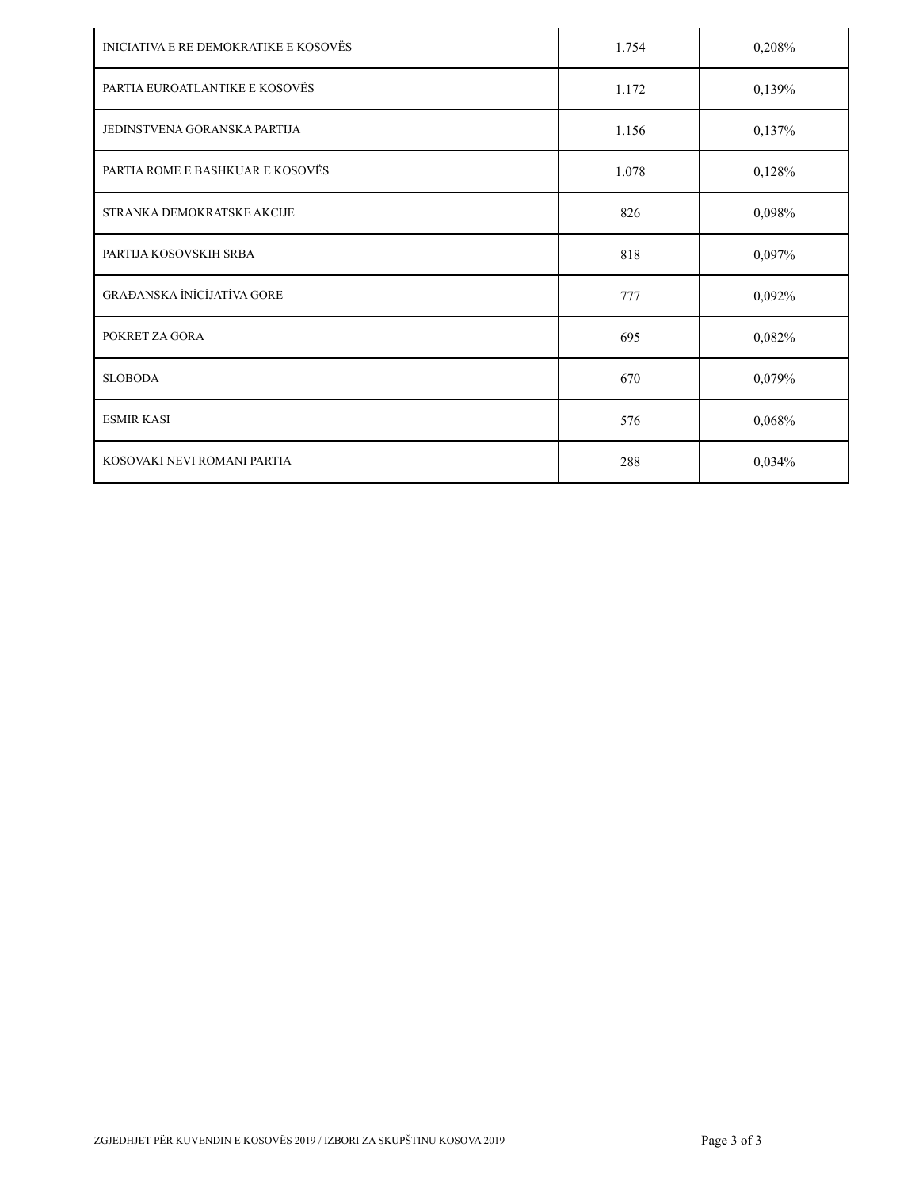| | | |
|---|---|---|
| INICIATIVA E RE DEMOKRATIKE E KOSOVËS | 1.754 | 0,208% |
| PARTIA EUROATLANTIKE E KOSOVËS | 1.172 | 0,139% |
| JEDINSTVENA GORANSKA PARTIJA | 1.156 | 0,137% |
| PARTIA ROME E BASHKUAR E KOSOVËS | 1.078 | 0,128% |
| STRANKA DEMOKRATSKE AKCIJE | 826 | 0,098% |
| PARTIJA KOSOVSKIH SRBA | 818 | 0,097% |
| GRAĐANSKA İNİCİJATİVA GORE | 777 | 0,092% |
| POKRET ZA GORA | 695 | 0,082% |
| SLOBODA | 670 | 0,079% |
| ESMIR KASI | 576 | 0,068% |
| KOSOVAKI NEVI ROMANI PARTIA | 288 | 0,034% |